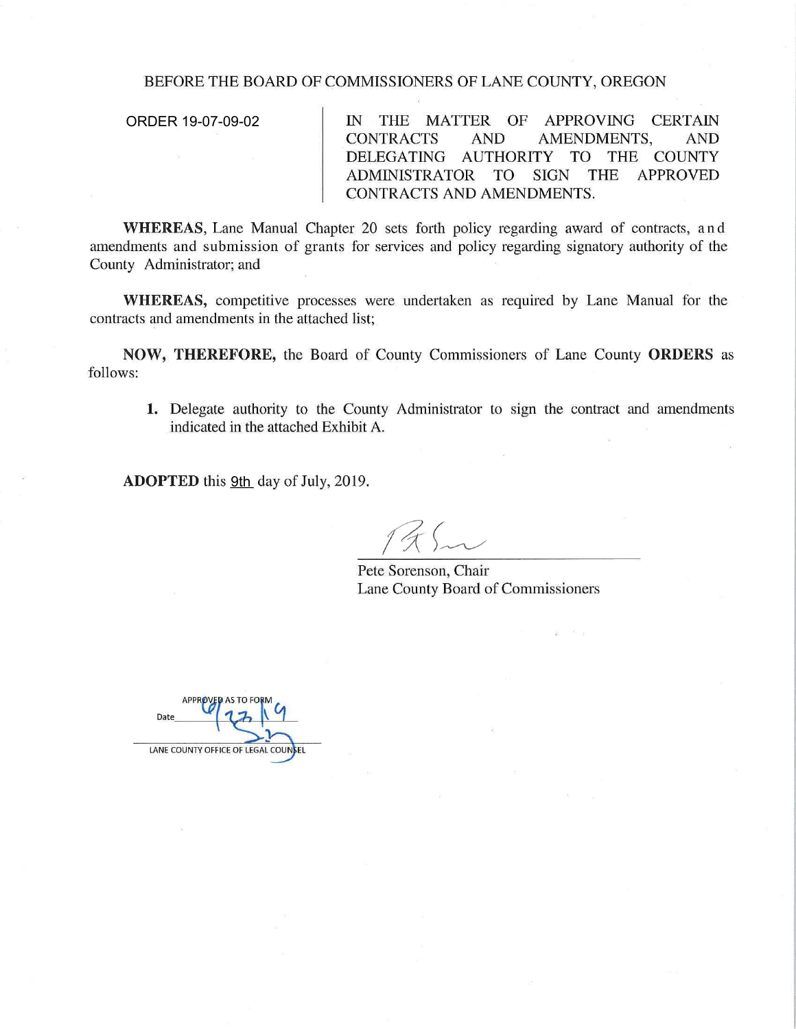BEFORE THE BOARD OF COMMISSIONERS OF LANE COUNTY, OREGON

| ORDER 19-07-09-02 | IN THE MATTER OF APPROVING CERTAIN CONTRACTS AND AMENDMENTS, AND DELEGATING AUTHORITY TO THE COUNTY ADMINISTRATOR TO SIGN THE APPROVED CONTRACTS AND AMENDMENTS. |
| --- | --- |

**WHEREAS**, Lane Manual Chapter 20 sets forth policy regarding award of contracts, and amendments and submission of grants for services and policy regarding signatory authority of the County Administrator; and

**WHEREAS,** competitive processes were undertaken as required by Lane Manual for the contracts and amendments in the attached list;

**NOW, THEREFORE,** the Board of County Commissioners of Lane County **ORDERS** as follows:

1. Delegate authority to the County Administrator to sign the contract and amendments indicated in the attached Exhibit A.

**ADOPTED** this 9th day of July, 2019.

Pete Sorenson, Chair
Lane County Board of Commissioners

APPROVED AS TO FORM
Date 6/27/19
LANE COUNTY OFFICE OF LEGAL COUNSEL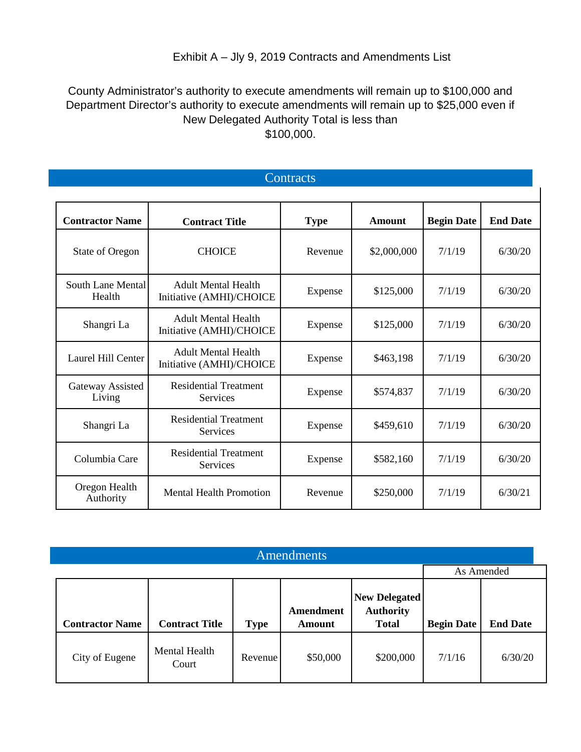Exhibit A – Jly 9, 2019 Contracts and Amendments List

County Administrator's authority to execute amendments will remain up to $100,000 and Department Director's authority to execute amendments will remain up to $25,000 even if New Delegated Authority Total is less than $100,000.

## Contracts

| Contractor Name | Contract Title | Type | Amount | Begin Date | End Date |
|---|---|---|---|---|---|
| State of Oregon | CHOICE | Revenue | $2,000,000 | 7/1/19 | 6/30/20 |
| South Lane Mental Health | Adult Mental Health Initiative (AMHI)/CHOICE | Expense | $125,000 | 7/1/19 | 6/30/20 |
| Shangri La | Adult Mental Health Initiative (AMHI)/CHOICE | Expense | $125,000 | 7/1/19 | 6/30/20 |
| Laurel Hill Center | Adult Mental Health Initiative (AMHI)/CHOICE | Expense | $463,198 | 7/1/19 | 6/30/20 |
| Gateway Assisted Living | Residential Treatment Services | Expense | $574,837 | 7/1/19 | 6/30/20 |
| Shangri La | Residential Treatment Services | Expense | $459,610 | 7/1/19 | 6/30/20 |
| Columbia Care | Residential Treatment Services | Expense | $582,160 | 7/1/19 | 6/30/20 |
| Oregon Health Authority | Mental Health Promotion | Revenue | $250,000 | 7/1/19 | 6/30/21 |

## Amendments

| | | | | | As Amended | |
|---|---|---|---|---|---|---|
| **Contractor Name** | **Contract Title** | **Type** | **Amendment Amount** | **New Delegated Authority Total** | **Begin Date** | **End Date** |
| City of Eugene | Mental Health Court | Revenue | $50,000 | $200,000 | 7/1/16 | 6/30/20 |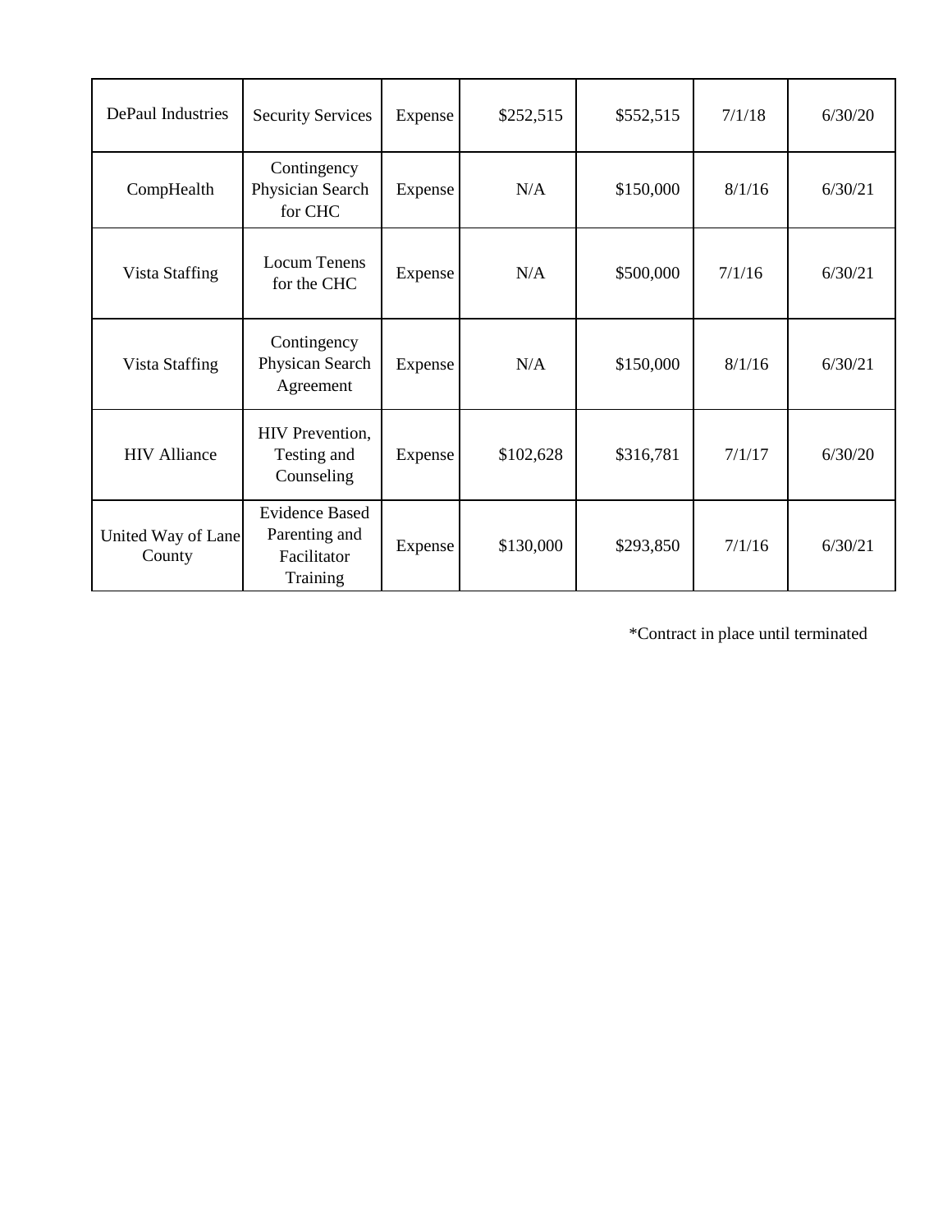| | | | | | | |
|---|---|---|---|---|---|---|
| DePaul Industries | Security Services | Expense | $252,515 | $552,515 | 7/1/18 | 6/30/20 |
| CompHealth | Contingency Physician Search for CHC | Expense | N/A | $150,000 | 8/1/16 | 6/30/21 |
| Vista Staffing | Locum Tenens for the CHC | Expense | N/A | $500,000 | 7/1/16 | 6/30/21 |
| Vista Staffing | Contingency Physican Search Agreement | Expense | N/A | $150,000 | 8/1/16 | 6/30/21 |
| HIV Alliance | HIV Prevention, Testing and Counseling | Expense | $102,628 | $316,781 | 7/1/17 | 6/30/20 |
| United Way of Lane County | Evidence Based Parenting and Facilitator Training | Expense | $130,000 | $293,850 | 7/1/16 | 6/30/21 |

*Contract in place until terminated